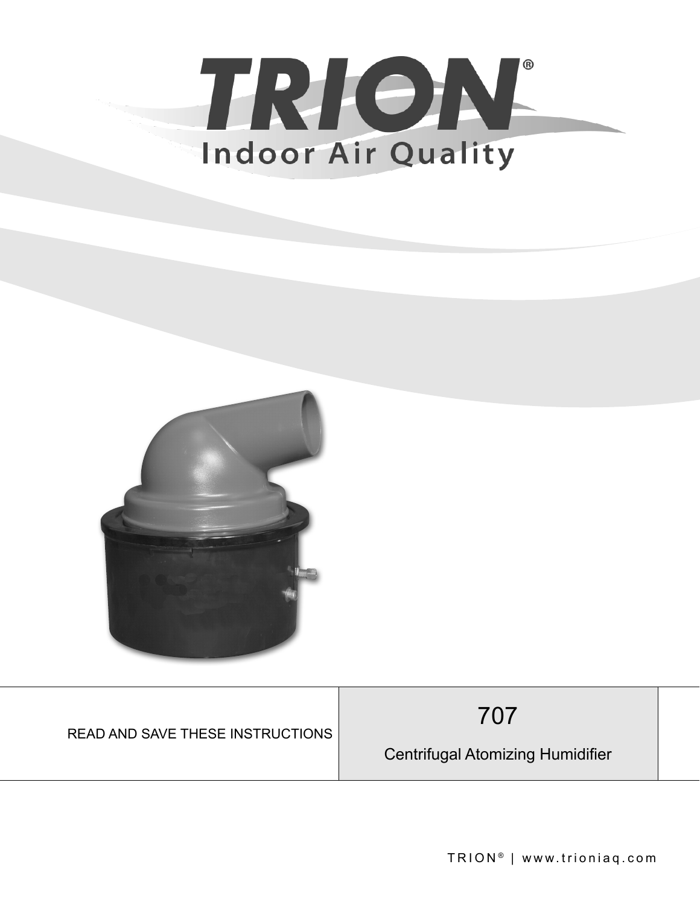# TRION®

## Indoor Air Quality

| READ AND SAVE THESE INSTRUCTIONS | 707<br>Centrifugal Atomizing Humidifier |
|---|---|

TRION® | www.trioniaq.com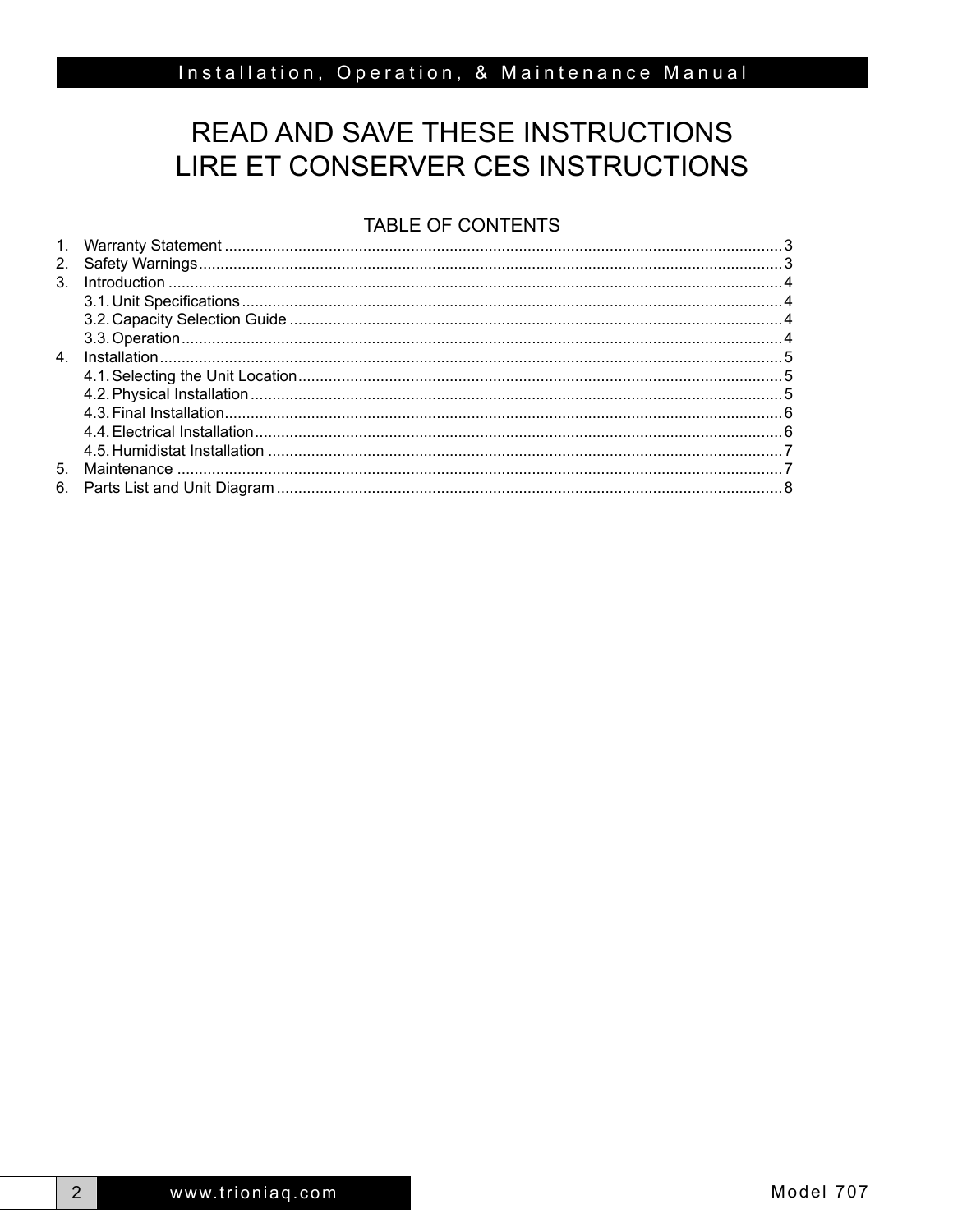# READ AND SAVE THESE INSTRUCTIONS
# LIRE ET CONSERVER CES INSTRUCTIONS

## TABLE OF CONTENTS

1. Warranty Statement .......... 3
2. Safety Warnings .......... 3
3. Introduction .......... 4
   - 3.1. Unit Specifications .......... 4
   - 3.2. Capacity Selection Guide .......... 4
   - 3.3. Operation .......... 4
4. Installation .......... 5
   - 4.1. Selecting the Unit Location .......... 5
   - 4.2. Physical Installation .......... 5
   - 4.3. Final Installation .......... 6
   - 4.4. Electrical Installation .......... 6
   - 4.5. Humidistat Installation .......... 7
5. Maintenance .......... 7
6. Parts List and Unit Diagram .......... 8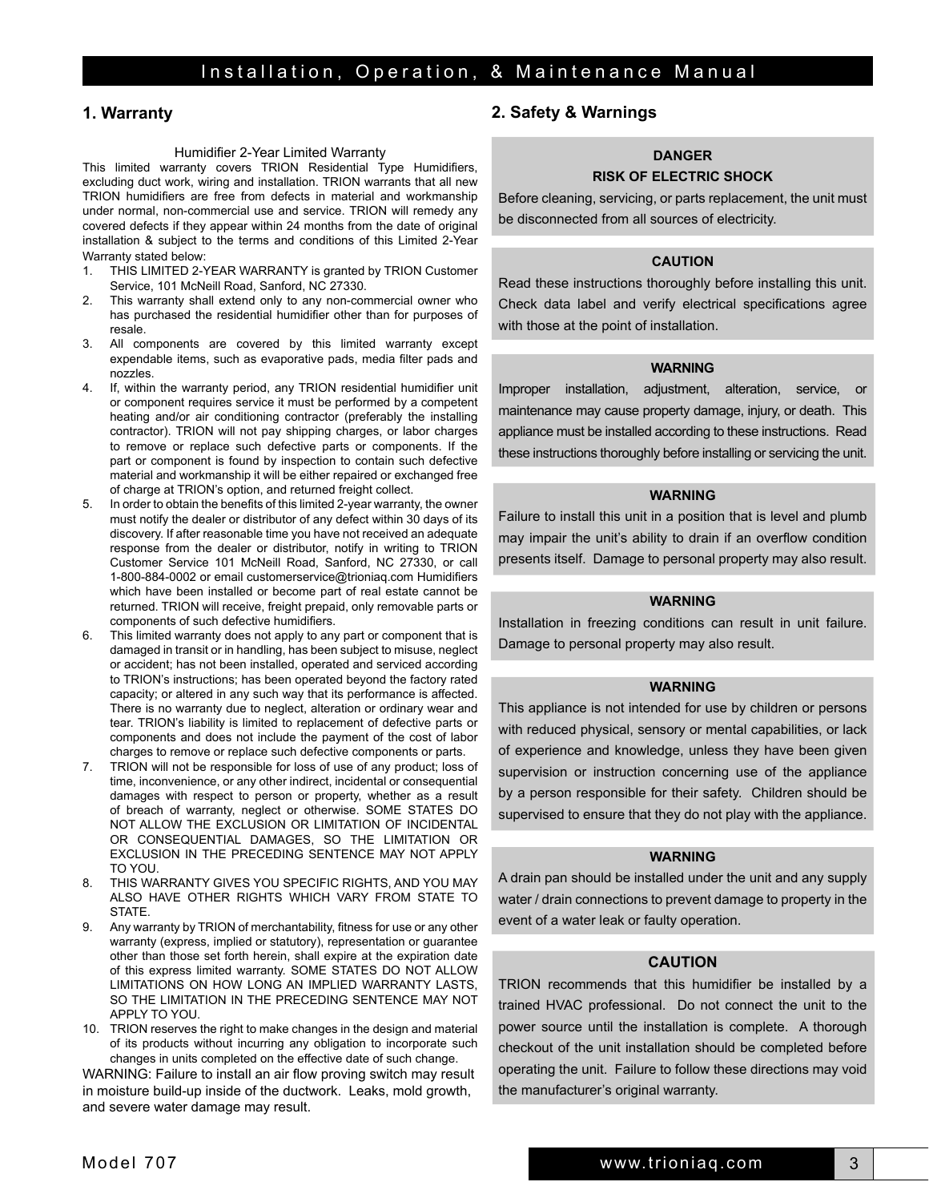## 1. Warranty

Humidifier 2-Year Limited Warranty

This limited warranty covers TRION Residential Type Humidifiers, excluding duct work, wiring and installation. TRION warrants that all new TRION humidifiers are free from defects in material and workmanship under normal, non-commercial use and service. TRION will remedy any covered defects if they appear within 24 months from the date of original installation & subject to the terms and conditions of this Limited 2-Year Warranty stated below:

1. THIS LIMITED 2-YEAR WARRANTY is granted by TRION Customer Service, 101 McNeill Road, Sanford, NC 27330.
2. This warranty shall extend only to any non-commercial owner who has purchased the residential humidifier other than for purposes of resale.
3. All components are covered by this limited warranty except expendable items, such as evaporative pads, media filter pads and nozzles.
4. If, within the warranty period, any TRION residential humidifier unit or component requires service it must be performed by a competent heating and/or air conditioning contractor (preferably the installing contractor). TRION will not pay shipping charges, or labor charges to remove or replace such defective parts or components. If the part or component is found by inspection to contain such defective material and workmanship it will be either repaired or exchanged free of charge at TRION's option, and returned freight collect.
5. In order to obtain the benefits of this limited 2-year warranty, the owner must notify the dealer or distributor of any defect within 30 days of its discovery. If after reasonable time you have not received an adequate response from the dealer or distributor, notify in writing to TRION Customer Service 101 McNeill Road, Sanford, NC 27330, or call 1-800-884-0002 or email customerservice@trioniaq.com Humidifiers which have been installed or become part of real estate cannot be returned. TRION will receive, freight prepaid, only removable parts or components of such defective humidifiers.
6. This limited warranty does not apply to any part or component that is damaged in transit or in handling, has been subject to misuse, neglect or accident; has not been installed, operated and serviced according to TRION's instructions; has been operated beyond the factory rated capacity; or altered in any such way that its performance is affected. There is no warranty due to neglect, alteration or ordinary wear and tear. TRION's liability is limited to replacement of defective parts or components and does not include the payment of the cost of labor charges to remove or replace such defective components or parts.
7. TRION will not be responsible for loss of use of any product; loss of time, inconvenience, or any other indirect, incidental or consequential damages with respect to person or property, whether as a result of breach of warranty, neglect or otherwise. SOME STATES DO NOT ALLOW THE EXCLUSION OR LIMITATION OF INCIDENTAL OR CONSEQUENTIAL DAMAGES, SO THE LIMITATION OR EXCLUSION IN THE PRECEDING SENTENCE MAY NOT APPLY TO YOU.
8. THIS WARRANTY GIVES YOU SPECIFIC RIGHTS, AND YOU MAY ALSO HAVE OTHER RIGHTS WHICH VARY FROM STATE TO STATE.
9. Any warranty by TRION of merchantability, fitness for use or any other warranty (express, implied or statutory), representation or guarantee other than those set forth herein, shall expire at the expiration date of this express limited warranty. SOME STATES DO NOT ALLOW LIMITATIONS ON HOW LONG AN IMPLIED WARRANTY LASTS, SO THE LIMITATION IN THE PRECEDING SENTENCE MAY NOT APPLY TO YOU.
10. TRION reserves the right to make changes in the design and material of its products without incurring any obligation to incorporate such changes in units completed on the effective date of such change.

WARNING: Failure to install an air flow proving switch may result in moisture build-up inside of the ductwork. Leaks, mold growth, and severe water damage may result.

## 2. Safety & Warnings

**DANGER**
**RISK OF ELECTRIC SHOCK**

Before cleaning, servicing, or parts replacement, the unit must be disconnected from all sources of electricity.

**CAUTION**

Read these instructions thoroughly before installing this unit. Check data label and verify electrical specifications agree with those at the point of installation.

**WARNING**

Improper installation, adjustment, alteration, service, or maintenance may cause property damage, injury, or death. This appliance must be installed according to these instructions. Read these instructions thoroughly before installing or servicing the unit.

**WARNING**

Failure to install this unit in a position that is level and plumb may impair the unit's ability to drain if an overflow condition presents itself. Damage to personal property may also result.

**WARNING**

Installation in freezing conditions can result in unit failure. Damage to personal property may also result.

**WARNING**

This appliance is not intended for use by children or persons with reduced physical, sensory or mental capabilities, or lack of experience and knowledge, unless they have been given supervision or instruction concerning use of the appliance by a person responsible for their safety. Children should be supervised to ensure that they do not play with the appliance.

**WARNING**

A drain pan should be installed under the unit and any supply water / drain connections to prevent damage to property in the event of a water leak or faulty operation.

**CAUTION**

TRION recommends that this humidifier be installed by a trained HVAC professional. Do not connect the unit to the power source until the installation is complete. A thorough checkout of the unit installation should be completed before operating the unit. Failure to follow these directions may void the manufacturer's original warranty.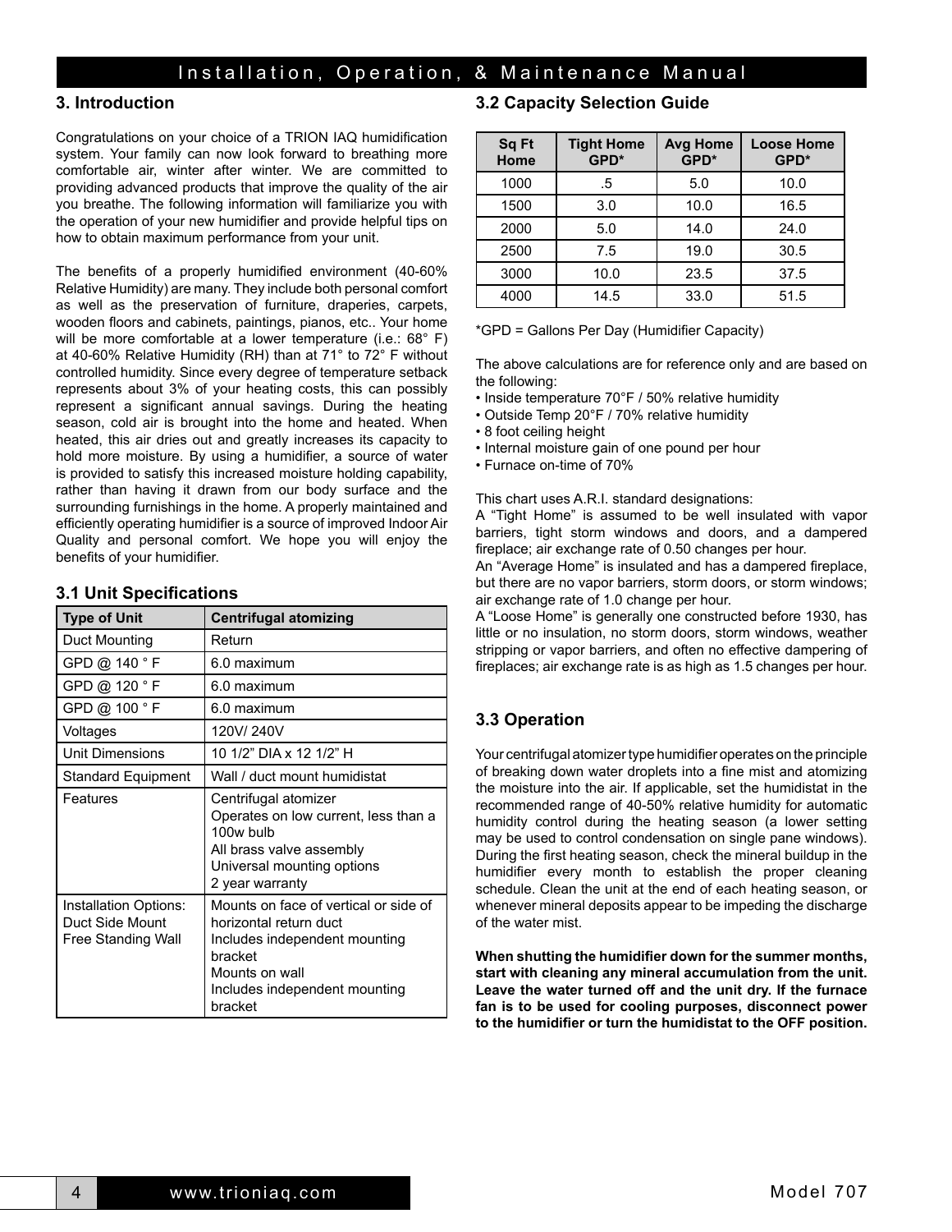## 3. Introduction

Congratulations on your choice of a TRION IAQ humidification system. Your family can now look forward to breathing more comfortable air, winter after winter. We are committed to providing advanced products that improve the quality of the air you breathe. The following information will familiarize you with the operation of your new humidifier and provide helpful tips on how to obtain maximum performance from your unit.

The benefits of a properly humidified environment (40-60% Relative Humidity) are many. They include both personal comfort as well as the preservation of furniture, draperies, carpets, wooden floors and cabinets, paintings, pianos, etc.. Your home will be more comfortable at a lower temperature (i.e.: 68° F) at 40-60% Relative Humidity (RH) than at 71° to 72° F without controlled humidity. Since every degree of temperature setback represents about 3% of your heating costs, this can possibly represent a significant annual savings. During the heating season, cold air is brought into the home and heated. When heated, this air dries out and greatly increases its capacity to hold more moisture. By using a humidifier, a source of water is provided to satisfy this increased moisture holding capability, rather than having it drawn from our body surface and the surrounding furnishings in the home. A properly maintained and efficiently operating humidifier is a source of improved Indoor Air Quality and personal comfort. We hope you will enjoy the benefits of your humidifier.

### 3.1 Unit Specifications

| Type of Unit | Centrifugal atomizing |
|---|---|
| Duct Mounting | Return |
| GPD @ 140 ° F | 6.0 maximum |
| GPD @ 120 ° F | 6.0 maximum |
| GPD @ 100 ° F | 6.0 maximum |
| Voltages | 120V/ 240V |
| Unit Dimensions | 10 1/2” DIA x 12 1/2” H |
| Standard Equipment | Wall / duct mount humidistat |
| Features | Centrifugal atomizer<br>Operates on low current, less than a 100w bulb<br>All brass valve assembly<br>Universal mounting options<br>2 year warranty |
| Installation Options:<br>Duct Side Mount<br>Free Standing Wall | Mounts on face of vertical or side of horizontal return duct<br>Includes independent mounting bracket<br>Mounts on wall<br>Includes independent mounting bracket |

### 3.2 Capacity Selection Guide

| Sq Ft Home | Tight Home GPD* | Avg Home GPD* | Loose Home GPD* |
|---|---|---|---|
| 1000 | .5 | 5.0 | 10.0 |
| 1500 | 3.0 | 10.0 | 16.5 |
| 2000 | 5.0 | 14.0 | 24.0 |
| 2500 | 7.5 | 19.0 | 30.5 |
| 3000 | 10.0 | 23.5 | 37.5 |
| 4000 | 14.5 | 33.0 | 51.5 |

*GPD = Gallons Per Day (Humidifier Capacity)

The above calculations are for reference only and are based on the following:

- Inside temperature 70°F / 50% relative humidity
- Outside Temp 20°F / 70% relative humidity
- 8 foot ceiling height
- Internal moisture gain of one pound per hour
- Furnace on-time of 70%

This chart uses A.R.I. standard designations:

A “Tight Home” is assumed to be well insulated with vapor barriers, tight storm windows and doors, and a dampered fireplace; air exchange rate of 0.50 changes per hour.

An “Average Home” is insulated and has a dampered fireplace, but there are no vapor barriers, storm doors, or storm windows; air exchange rate of 1.0 change per hour.

A “Loose Home” is generally one constructed before 1930, has little or no insulation, no storm doors, storm windows, weather stripping or vapor barriers, and often no effective dampering of fireplaces; air exchange rate is as high as 1.5 changes per hour.

### 3.3 Operation

Your centrifugal atomizer type humidifier operates on the principle of breaking down water droplets into a fine mist and atomizing the moisture into the air. If applicable, set the humidistat in the recommended range of 40-50% relative humidity for automatic humidity control during the heating season (a lower setting may be used to control condensation on single pane windows). During the first heating season, check the mineral buildup in the humidifier every month to establish the proper cleaning schedule. Clean the unit at the end of each heating season, or whenever mineral deposits appear to be impeding the discharge of the water mist.

**When shutting the humidifier down for the summer months, start with cleaning any mineral accumulation from the unit. Leave the water turned off and the unit dry. If the furnace fan is to be used for cooling purposes, disconnect power to the humidifier or turn the humidistat to the OFF position.**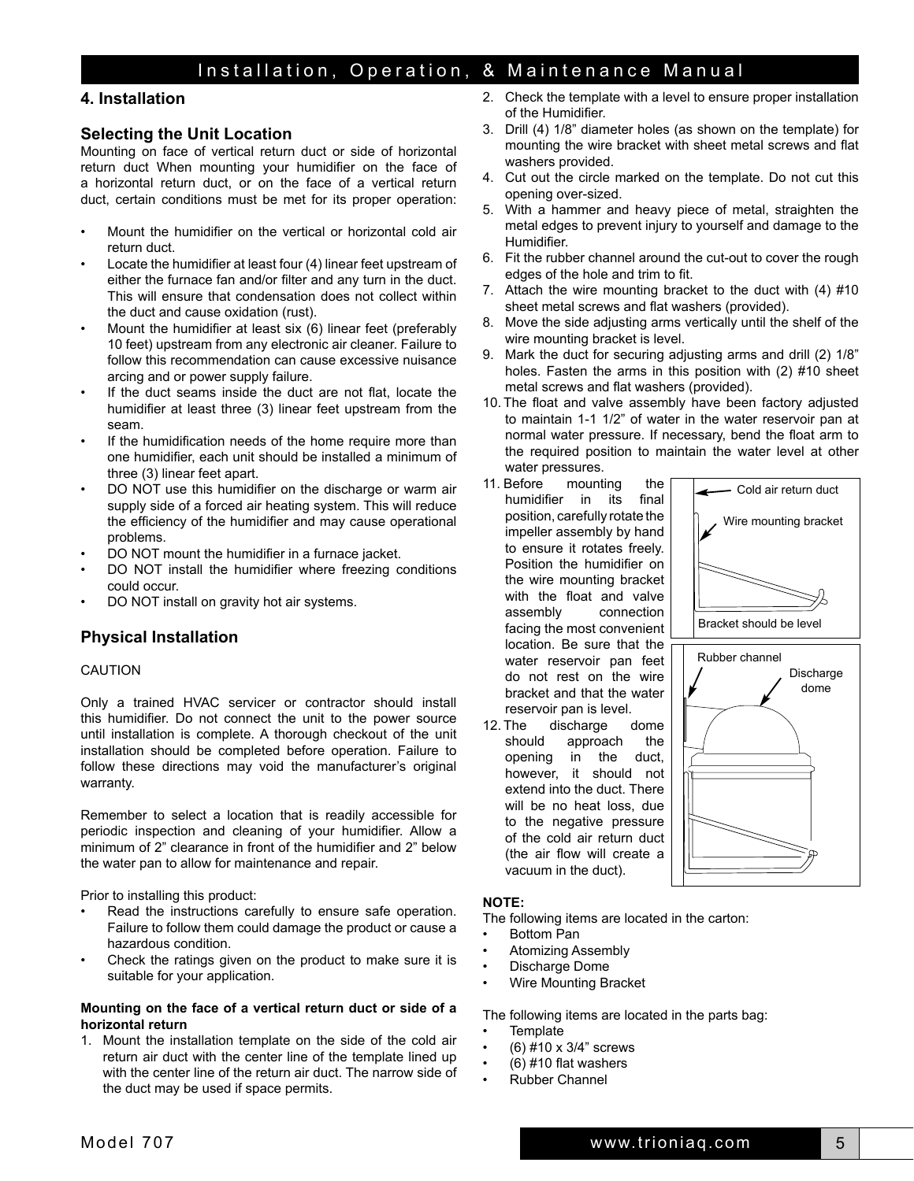## 4. Installation

### Selecting the Unit Location

Mounting on face of vertical return duct or side of horizontal return duct When mounting your humidifier on the face of a horizontal return duct, or on the face of a vertical return duct, certain conditions must be met for its proper operation:

- Mount the humidifier on the vertical or horizontal cold air return duct.
- Locate the humidifier at least four (4) linear feet upstream of either the furnace fan and/or filter and any turn in the duct. This will ensure that condensation does not collect within the duct and cause oxidation (rust).
- Mount the humidifier at least six (6) linear feet (preferably 10 feet) upstream from any electronic air cleaner. Failure to follow this recommendation can cause excessive nuisance arcing and or power supply failure.
- If the duct seams inside the duct are not flat, locate the humidifier at least three (3) linear feet upstream from the seam.
- If the humidification needs of the home require more than one humidifier, each unit should be installed a minimum of three (3) linear feet apart.
- DO NOT use this humidifier on the discharge or warm air supply side of a forced air heating system. This will reduce the efficiency of the humidifier and may cause operational problems.
- DO NOT mount the humidifier in a furnace jacket.
- DO NOT install the humidifier where freezing conditions could occur.
- DO NOT install on gravity hot air systems.

### Physical Installation

CAUTION

Only a trained HVAC servicer or contractor should install this humidifier. Do not connect the unit to the power source until installation is complete. A thorough checkout of the unit installation should be completed before operation. Failure to follow these directions may void the manufacturer's original warranty.

Remember to select a location that is readily accessible for periodic inspection and cleaning of your humidifier. Allow a minimum of 2" clearance in front of the humidifier and 2" below the water pan to allow for maintenance and repair.

Prior to installing this product:

- Read the instructions carefully to ensure safe operation. Failure to follow them could damage the product or cause a hazardous condition.
- Check the ratings given on the product to make sure it is suitable for your application.

**Mounting on the face of a vertical return duct or side of a horizontal return**

1. Mount the installation template on the side of the cold air return air duct with the center line of the template lined up with the center line of the return air duct. The narrow side of the duct may be used if space permits.
2. Check the template with a level to ensure proper installation of the Humidifier.
3. Drill (4) 1/8" diameter holes (as shown on the template) for mounting the wire bracket with sheet metal screws and flat washers provided.
4. Cut out the circle marked on the template. Do not cut this opening over-sized.
5. With a hammer and heavy piece of metal, straighten the metal edges to prevent injury to yourself and damage to the Humidifier.
6. Fit the rubber channel around the cut-out to cover the rough edges of the hole and trim to fit.
7. Attach the wire mounting bracket to the duct with (4) #10 sheet metal screws and flat washers (provided).
8. Move the side adjusting arms vertically until the shelf of the wire mounting bracket is level.
9. Mark the duct for securing adjusting arms and drill (2) 1/8" holes. Fasten the arms in this position with (2) #10 sheet metal screws and flat washers (provided).
10. The float and valve assembly have been factory adjusted to maintain 1-1 1/2" of water in the water reservoir pan at normal water pressure. If necessary, bend the float arm to the required position to maintain the water level at other water pressures.
11. Before mounting the humidifier in its final position, carefully rotate the impeller assembly by hand to ensure it rotates freely. Position the humidifier on the wire mounting bracket with the float and valve assembly connection facing the most convenient location. Be sure that the water reservoir pan feet do not rest on the wire bracket and that the water reservoir pan is level.
12. The discharge dome should approach the opening in the duct, however, it should not extend into the duct. There will be no heat loss, due to the negative pressure of the cold air return duct (the air flow will create a vacuum in the duct).

Cold air return duct

Wire mounting bracket

Bracket should be level

Rubber channel

Discharge dome

**NOTE:**

The following items are located in the carton:

- Bottom Pan
- Atomizing Assembly
- Discharge Dome
- Wire Mounting Bracket

The following items are located in the parts bag:

- Template
- (6) #10 x 3/4" screws
- (6) #10 flat washers
- Rubber Channel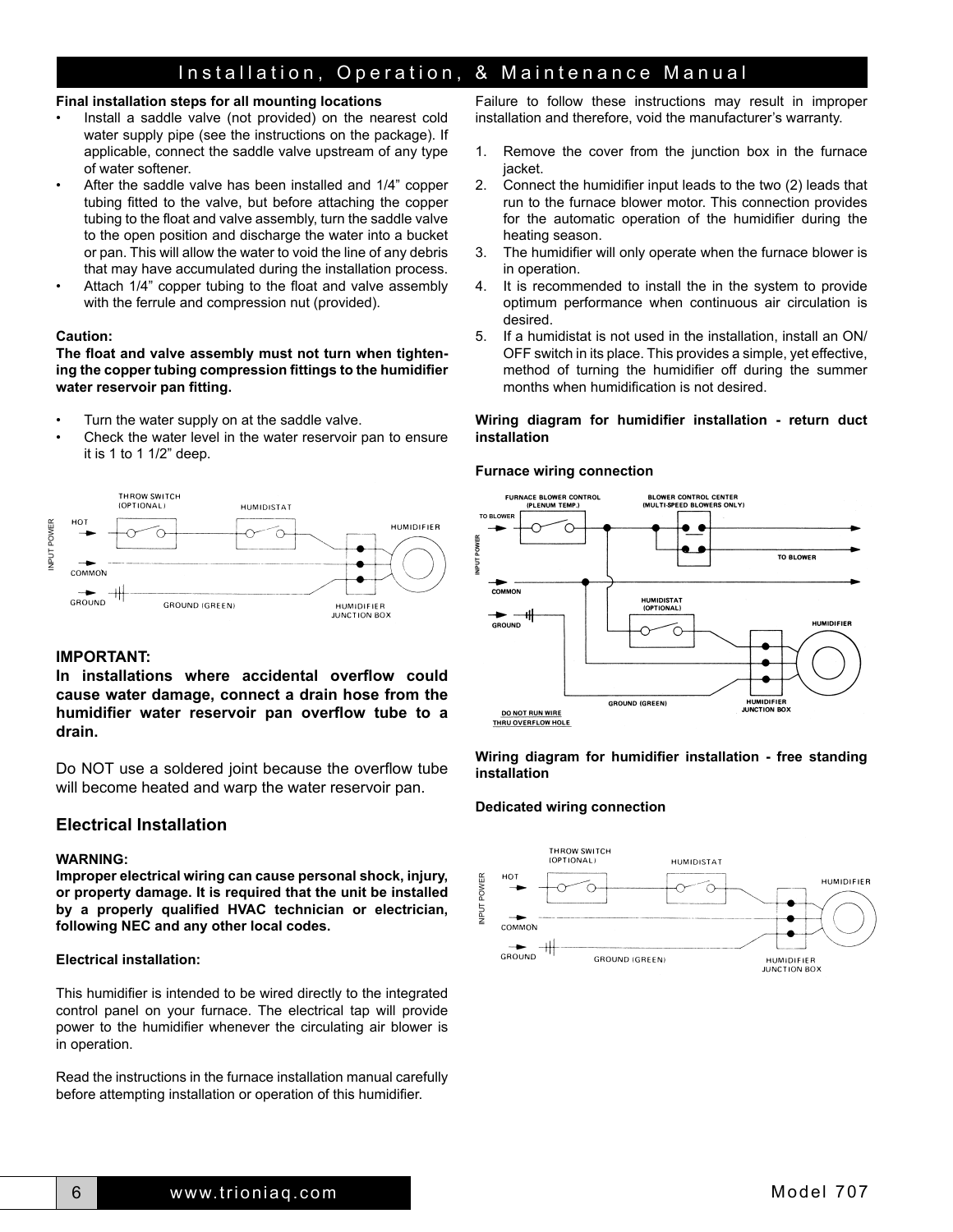**Final installation steps for all mounting locations**

- Install a saddle valve (not provided) on the nearest cold water supply pipe (see the instructions on the package). If applicable, connect the saddle valve upstream of any type of water softener.
- After the saddle valve has been installed and 1/4" copper tubing fitted to the valve, but before attaching the copper tubing to the float and valve assembly, turn the saddle valve to the open position and discharge the water into a bucket or pan. This will allow the water to void the line of any debris that may have accumulated during the installation process.
- Attach 1/4" copper tubing to the float and valve assembly with the ferrule and compression nut (provided).

**Caution:**

**The float and valve assembly must not turn when tightening the copper tubing compression fittings to the humidifier water reservoir pan fitting.**

- Turn the water supply on at the saddle valve.
- Check the water level in the water reservoir pan to ensure it is 1 to 1 1/2" deep.

**IMPORTANT:**

**In installations where accidental overflow could cause water damage, connect a drain hose from the humidifier water reservoir pan overflow tube to a drain.**

Do NOT use a soldered joint because the overflow tube will become heated and warp the water reservoir pan.

## Electrical Installation

**WARNING:**

**Improper electrical wiring can cause personal shock, injury, or property damage. It is required that the unit be installed by a properly qualified HVAC technician or electrician, following NEC and any other local codes.**

**Electrical installation:**

This humidifier is intended to be wired directly to the integrated control panel on your furnace. The electrical tap will provide power to the humidifier whenever the circulating air blower is in operation.

Read the instructions in the furnace installation manual carefully before attempting installation or operation of this humidifier.

Failure to follow these instructions may result in improper installation and therefore, void the manufacturer's warranty.

1. Remove the cover from the junction box in the furnace jacket.
2. Connect the humidifier input leads to the two (2) leads that run to the furnace blower motor. This connection provides for the automatic operation of the humidifier during the heating season.
3. The humidifier will only operate when the furnace blower is in operation.
4. It is recommended to install the in the system to provide optimum performance when continuous air circulation is desired.
5. If a humidistat is not used in the installation, install an ON/OFF switch in its place. This provides a simple, yet effective, method of turning the humidifier off during the summer months when humidification is not desired.

**Wiring diagram for humidifier installation - return duct installation**

**Furnace wiring connection**

**Wiring diagram for humidifier installation - free standing installation**

**Dedicated wiring connection**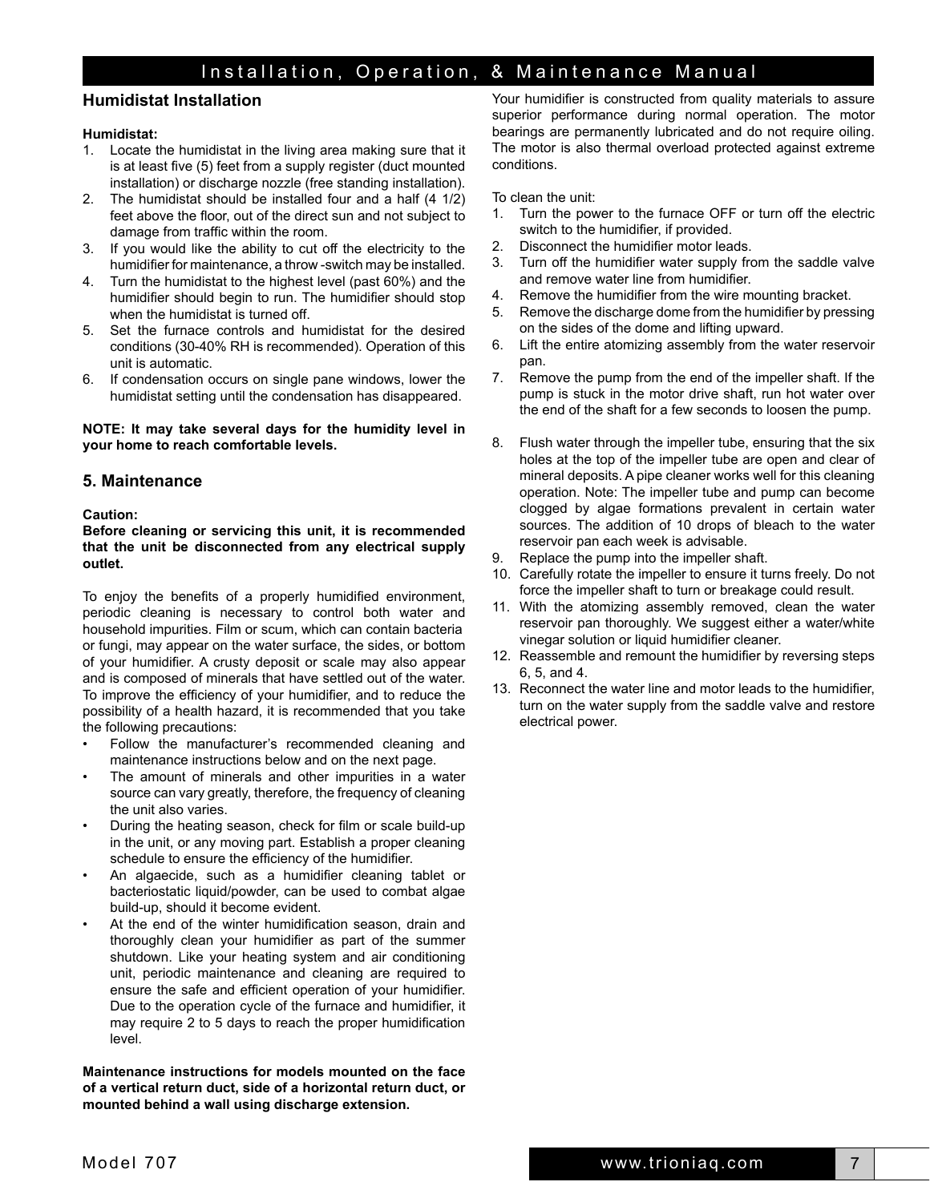## Humidistat Installation

**Humidistat:**

1. Locate the humidistat in the living area making sure that it is at least five (5) feet from a supply register (duct mounted installation) or discharge nozzle (free standing installation).
2. The humidistat should be installed four and a half (4 1/2) feet above the floor, out of the direct sun and not subject to damage from traffic within the room.
3. If you would like the ability to cut off the electricity to the humidifier for maintenance, a throw -switch may be installed.
4. Turn the humidistat to the highest level (past 60%) and the humidifier should begin to run. The humidifier should stop when the humidistat is turned off.
5. Set the furnace controls and humidistat for the desired conditions (30-40% RH is recommended). Operation of this unit is automatic.
6. If condensation occurs on single pane windows, lower the humidistat setting until the condensation has disappeared.

**NOTE: It may take several days for the humidity level in your home to reach comfortable levels.**

## 5. Maintenance

**Caution:**

**Before cleaning or servicing this unit, it is recommended that the unit be disconnected from any electrical supply outlet.**

To enjoy the benefits of a properly humidified environment, periodic cleaning is necessary to control both water and household impurities. Film or scum, which can contain bacteria or fungi, may appear on the water surface, the sides, or bottom of your humidifier. A crusty deposit or scale may also appear and is composed of minerals that have settled out of the water. To improve the efficiency of your humidifier, and to reduce the possibility of a health hazard, it is recommended that you take the following precautions:

- Follow the manufacturer's recommended cleaning and maintenance instructions below and on the next page.
- The amount of minerals and other impurities in a water source can vary greatly, therefore, the frequency of cleaning the unit also varies.
- During the heating season, check for film or scale build-up in the unit, or any moving part. Establish a proper cleaning schedule to ensure the efficiency of the humidifier.
- An algaecide, such as a humidifier cleaning tablet or bacteriostatic liquid/powder, can be used to combat algae build-up, should it become evident.
- At the end of the winter humidification season, drain and thoroughly clean your humidifier as part of the summer shutdown. Like your heating system and air conditioning unit, periodic maintenance and cleaning are required to ensure the safe and efficient operation of your humidifier. Due to the operation cycle of the furnace and humidifier, it may require 2 to 5 days to reach the proper humidification level.

**Maintenance instructions for models mounted on the face of a vertical return duct, side of a horizontal return duct, or mounted behind a wall using discharge extension.**

Your humidifier is constructed from quality materials to assure superior performance during normal operation. The motor bearings are permanently lubricated and do not require oiling. The motor is also thermal overload protected against extreme conditions.

To clean the unit:

1. Turn the power to the furnace OFF or turn off the electric switch to the humidifier, if provided.
2. Disconnect the humidifier motor leads.
3. Turn off the humidifier water supply from the saddle valve and remove water line from humidifier.
4. Remove the humidifier from the wire mounting bracket.
5. Remove the discharge dome from the humidifier by pressing on the sides of the dome and lifting upward.
6. Lift the entire atomizing assembly from the water reservoir pan.
7. Remove the pump from the end of the impeller shaft. If the pump is stuck in the motor drive shaft, run hot water over the end of the shaft for a few seconds to loosen the pump.
8. Flush water through the impeller tube, ensuring that the six holes at the top of the impeller tube are open and clear of mineral deposits. A pipe cleaner works well for this cleaning operation. Note: The impeller tube and pump can become clogged by algae formations prevalent in certain water sources. The addition of 10 drops of bleach to the water reservoir pan each week is advisable.
9. Replace the pump into the impeller shaft.
10. Carefully rotate the impeller to ensure it turns freely. Do not force the impeller shaft to turn or breakage could result.
11. With the atomizing assembly removed, clean the water reservoir pan thoroughly. We suggest either a water/white vinegar solution or liquid humidifier cleaner.
12. Reassemble and remount the humidifier by reversing steps 6, 5, and 4.
13. Reconnect the water line and motor leads to the humidifier, turn on the water supply from the saddle valve and restore electrical power.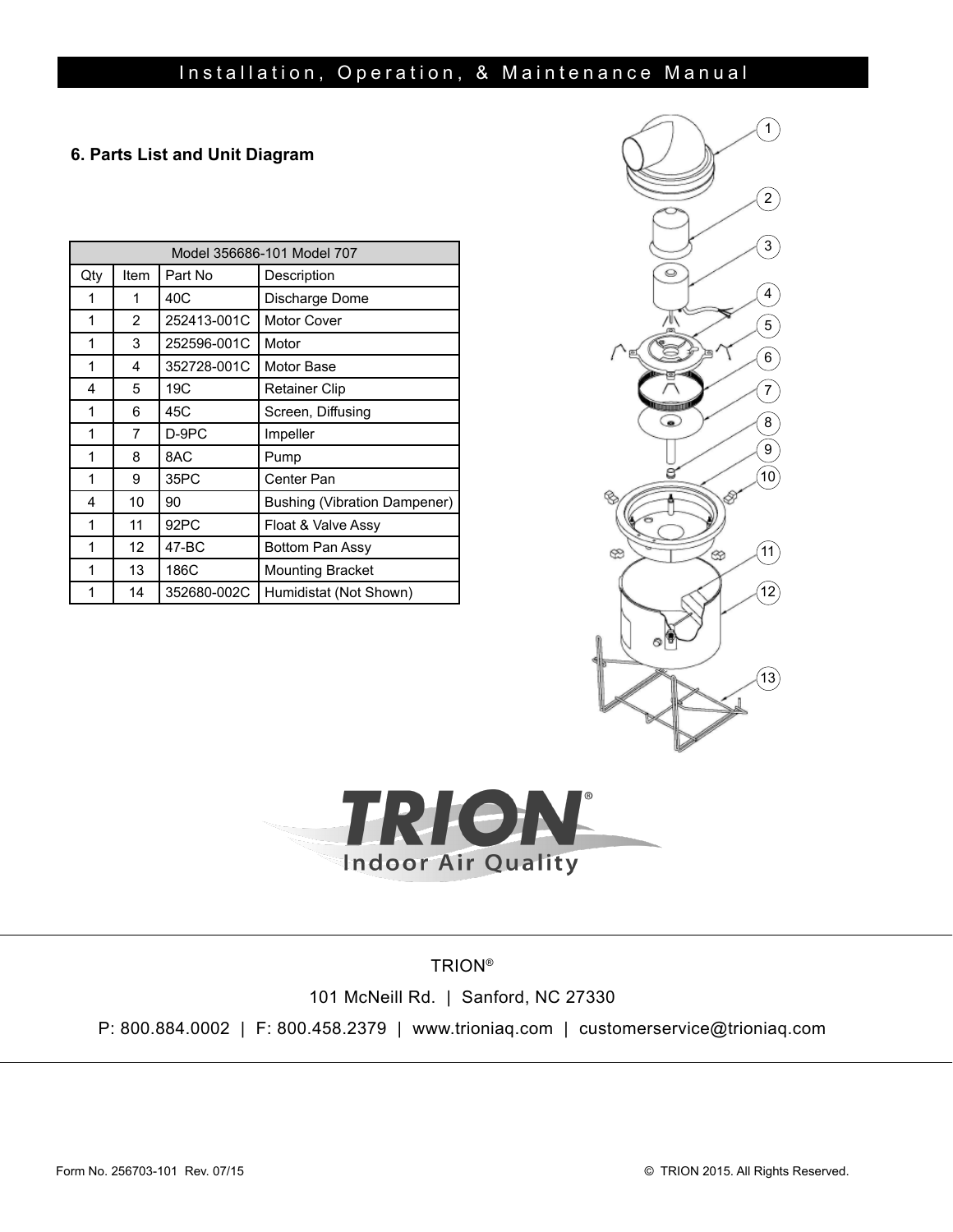## 6. Parts List and Unit Diagram

| Model 356686-101 Model 707 | | | |
|---|---|---|---|
| Qty | Item | Part No | Description |
| 1 | 1 | 40C | Discharge Dome |
| 1 | 2 | 252413-001C | Motor Cover |
| 1 | 3 | 252596-001C | Motor |
| 1 | 4 | 352728-001C | Motor Base |
| 4 | 5 | 19C | Retainer Clip |
| 1 | 6 | 45C | Screen, Diffusing |
| 1 | 7 | D-9PC | Impeller |
| 1 | 8 | 8AC | Pump |
| 1 | 9 | 35PC | Center Pan |
| 4 | 10 | 90 | Bushing (Vibration Dampener) |
| 1 | 11 | 92PC | Float & Valve Assy |
| 1 | 12 | 47-BC | Bottom Pan Assy |
| 1 | 13 | 186C | Mounting Bracket |
| 1 | 14 | 352680-002C | Humidistat (Not Shown) |

1
2
3
4
5
6
7
8
9
10
11
12
13

TRION®

Indoor Air Quality

TRION®

101 McNeill Rd. | Sanford, NC 27330

P: 800.884.0002 | F: 800.458.2379 | www.trioniaq.com | customerservice@trioniaq.com

Form No. 256703-101 Rev. 07/15

© TRION 2015. All Rights Reserved.